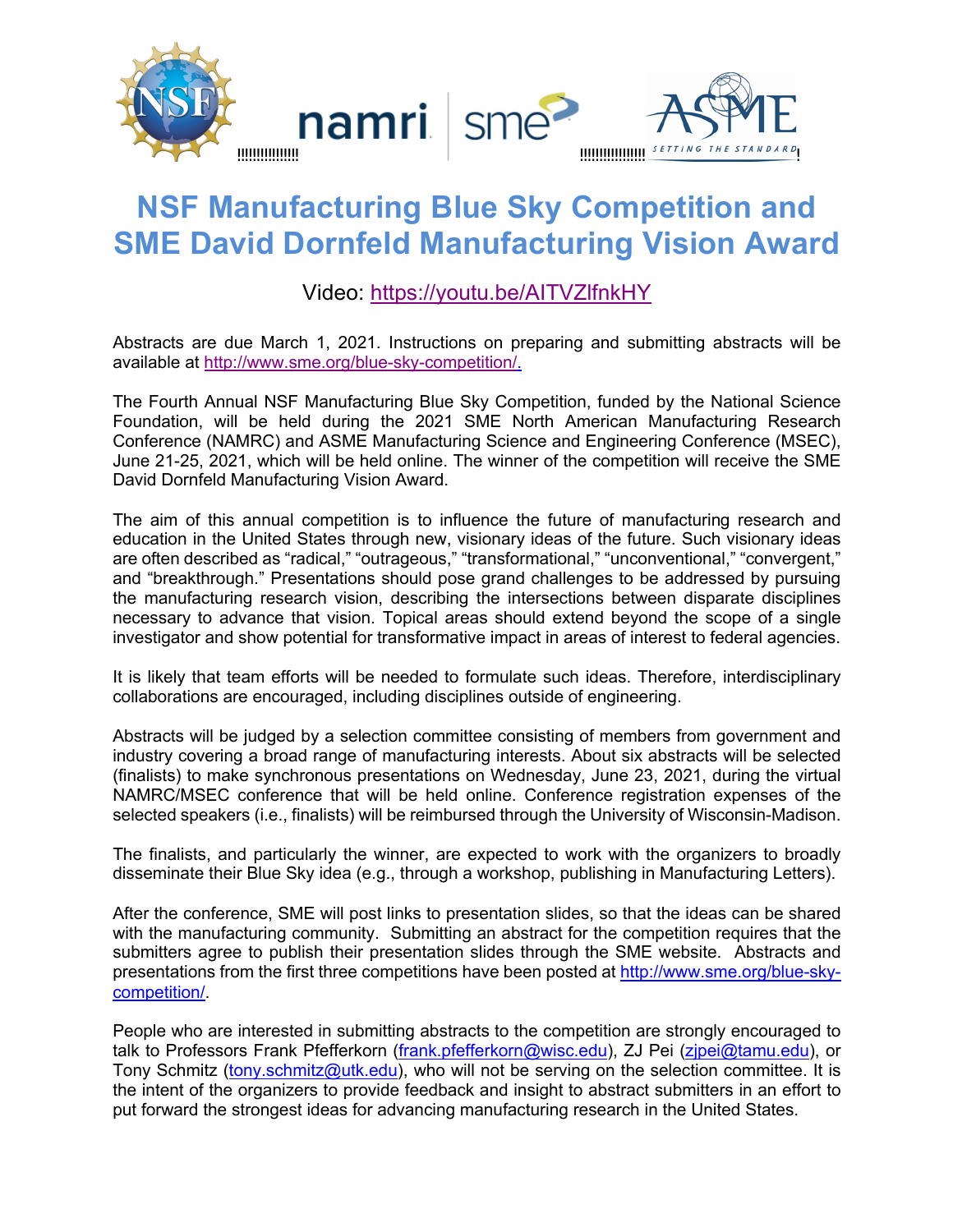# NSF Manufacturing Blue Sky Competition and SME David Dornfeld Manufacturing Vision Award

Video: https://youtu.be/AITVZlfnkHY

Abstracts are due March 1, 2021. Instructions on preparing and submitting abstracts will be available at http://www.sme.org/blue-sky-competition/.

The Fourth Annual NSF Manufacturing Blue Sky Competition, funded by the National Science Foundation, will be held during the 2021 SME North American Manufacturing Research Conference (NAMRC) and ASME Manufacturing Science and Engineering Conference (MSEC), June 21-25, 2021, which will be held online. The winner of the competition will receive the SME David Dornfeld Manufacturing Vision Award.

The aim of this annual competition is to influence the future of manufacturing research and education in the United States through new, visionary ideas of the future. Such visionary ideas are often described as "radical," "outrageous," "transformational," "unconventional," "convergent," and "breakthrough." Presentations should pose grand challenges to be addressed by pursuing the manufacturing research vision, describing the intersections between disparate disciplines necessary to advance that vision. Topical areas should extend beyond the scope of a single investigator and show potential for transformative impact in areas of interest to federal agencies.

It is likely that team efforts will be needed to formulate such ideas. Therefore, interdisciplinary collaborations are encouraged, including disciplines outside of engineering.

Abstracts will be judged by a selection committee consisting of members from government and industry covering a broad range of manufacturing interests. About six abstracts will be selected (finalists) to make synchronous presentations on Wednesday, June 23, 2021, during the virtual NAMRC/MSEC conference that will be held online. Conference registration expenses of the selected speakers (i.e., finalists) will be reimbursed through the University of Wisconsin-Madison.

The finalists, and particularly the winner, are expected to work with the organizers to broadly disseminate their Blue Sky idea (e.g., through a workshop, publishing in Manufacturing Letters).

After the conference, SME will post links to presentation slides, so that the ideas can be shared with the manufacturing community. Submitting an abstract for the competition requires that the submitters agree to publish their presentation slides through the SME website. Abstracts and presentations from the first three competitions have been posted at http://www.sme.org/blue-sky-competition/.

People who are interested in submitting abstracts to the competition are strongly encouraged to talk to Professors Frank Pfefferkorn (frank.pfefferkorn@wisc.edu), ZJ Pei (zjpei@tamu.edu), or Tony Schmitz (tony.schmitz@utk.edu), who will not be serving on the selection committee. It is the intent of the organizers to provide feedback and insight to abstract submitters in an effort to put forward the strongest ideas for advancing manufacturing research in the United States.